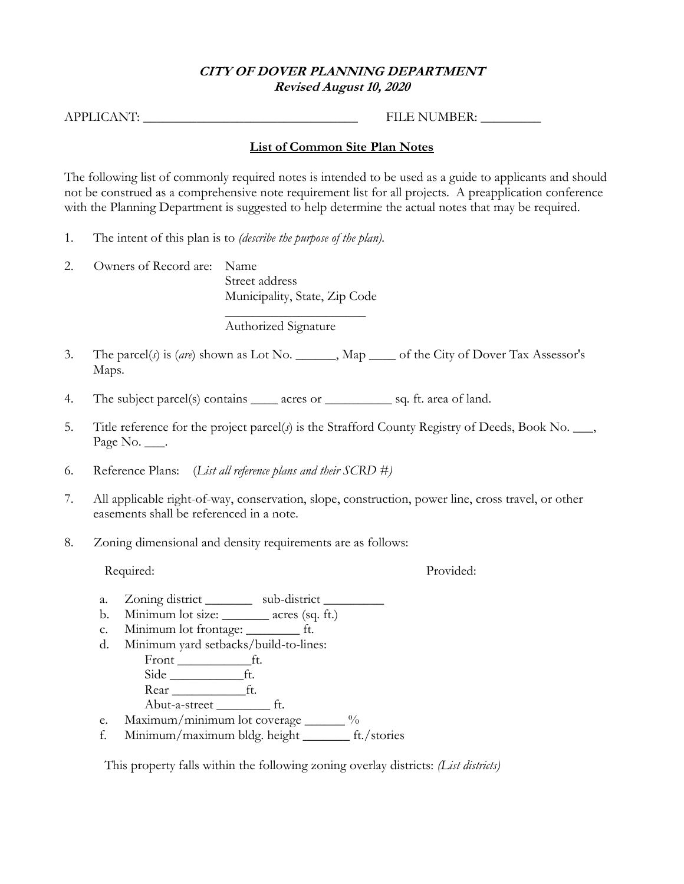***CITY OF DOVER PLANNING DEPARTMENT***
***Revised August 10, 2020***

APPLICANT: _________________________________ FILE NUMBER: _________

## List of Common Site Plan Notes

The following list of commonly required notes is intended to be used as a guide to applicants and should not be construed as a comprehensive note requirement list for all projects. A preapplication conference with the Planning Department is suggested to help determine the actual notes that may be required.

1. The intent of this plan is to *(describe the purpose of the plan)*.

2. Owners of Record are: Name
   Street address
   Municipality, State, Zip Code
   ______________________
   Authorized Signature

3. The parcel(*s*) is (*are*) shown as Lot No. ______, Map ____ of the City of Dover Tax Assessor's Maps.

4. The subject parcel(s) contains ____ acres or __________ sq. ft. area of land.

5. Title reference for the project parcel(*s*) is the Strafford County Registry of Deeds, Book No. ___, Page No. ___.

6. Reference Plans: (*List all reference plans and their SCRD #)*

7. All applicable right-of-way, conservation, slope, construction, power line, cross travel, or other easements shall be referenced in a note.

8. Zoning dimensional and density requirements are as follows:

   Required: Provided:

   a. Zoning district _______ sub-district _________
   b. Minimum lot size: _______ acres (sq. ft.)
   c. Minimum lot frontage: ________ ft.
   d. Minimum yard setbacks/build-to-lines:
      Front ___________ft.
      Side ___________ft.
      Rear ___________ft.
      Abut-a-street ________ ft.
   e. Maximum/minimum lot coverage ______ %
   f. Minimum/maximum bldg. height _______ ft./stories

   This property falls within the following zoning overlay districts: *(List districts)*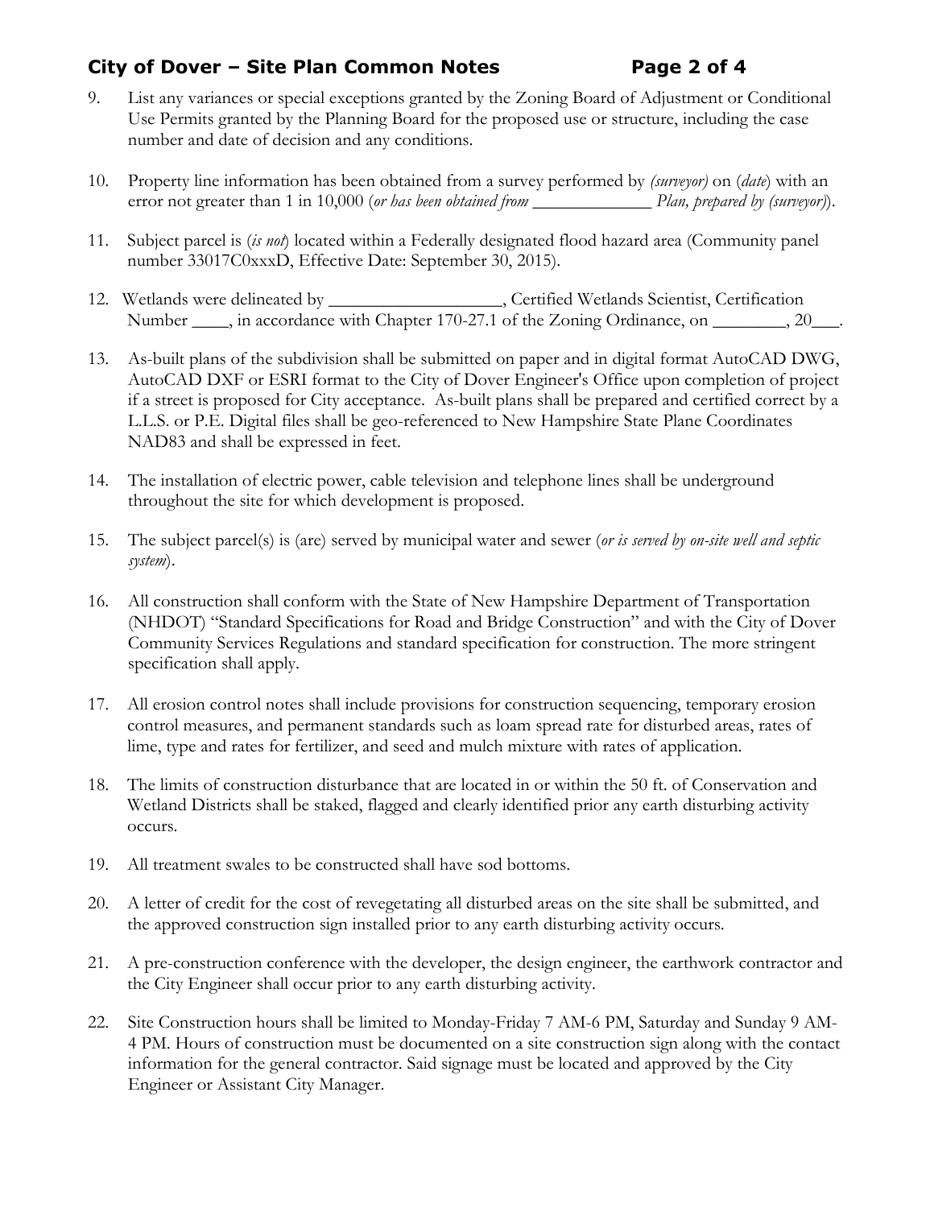9. List any variances or special exceptions granted by the Zoning Board of Adjustment or Conditional Use Permits granted by the Planning Board for the proposed use or structure, including the case number and date of decision and any conditions.

10. Property line information has been obtained from a survey performed by *(surveyor)* on (*date*) with an error not greater than 1 in 10,000 (*or has been obtained from _____________ Plan, prepared by (surveyor)*).

11. Subject parcel is (*is not*) located within a Federally designated flood hazard area (Community panel number 33017C0xxxD, Effective Date: September 30, 2015).

12. Wetlands were delineated by ___________________, Certified Wetlands Scientist, Certification Number ____, in accordance with Chapter 170-27.1 of the Zoning Ordinance, on ________, 20___.

13. As-built plans of the subdivision shall be submitted on paper and in digital format AutoCAD DWG, AutoCAD DXF or ESRI format to the City of Dover Engineer's Office upon completion of project if a street is proposed for City acceptance. As-built plans shall be prepared and certified correct by a L.L.S. or P.E. Digital files shall be geo-referenced to New Hampshire State Plane Coordinates NAD83 and shall be expressed in feet.

14. The installation of electric power, cable television and telephone lines shall be underground throughout the site for which development is proposed.

15. The subject parcel(s) is (are) served by municipal water and sewer (*or is served by on-site well and septic system*).

16. All construction shall conform with the State of New Hampshire Department of Transportation (NHDOT) "Standard Specifications for Road and Bridge Construction" and with the City of Dover Community Services Regulations and standard specification for construction. The more stringent specification shall apply.

17. All erosion control notes shall include provisions for construction sequencing, temporary erosion control measures, and permanent standards such as loam spread rate for disturbed areas, rates of lime, type and rates for fertilizer, and seed and mulch mixture with rates of application.

18. The limits of construction disturbance that are located in or within the 50 ft. of Conservation and Wetland Districts shall be staked, flagged and clearly identified prior any earth disturbing activity occurs.

19. All treatment swales to be constructed shall have sod bottoms.

20. A letter of credit for the cost of revegetating all disturbed areas on the site shall be submitted, and the approved construction sign installed prior to any earth disturbing activity occurs.

21. A pre-construction conference with the developer, the design engineer, the earthwork contractor and the City Engineer shall occur prior to any earth disturbing activity.

22. Site Construction hours shall be limited to Monday-Friday 7 AM-6 PM, Saturday and Sunday 9 AM-4 PM. Hours of construction must be documented on a site construction sign along with the contact information for the general contractor. Said signage must be located and approved by the City Engineer or Assistant City Manager.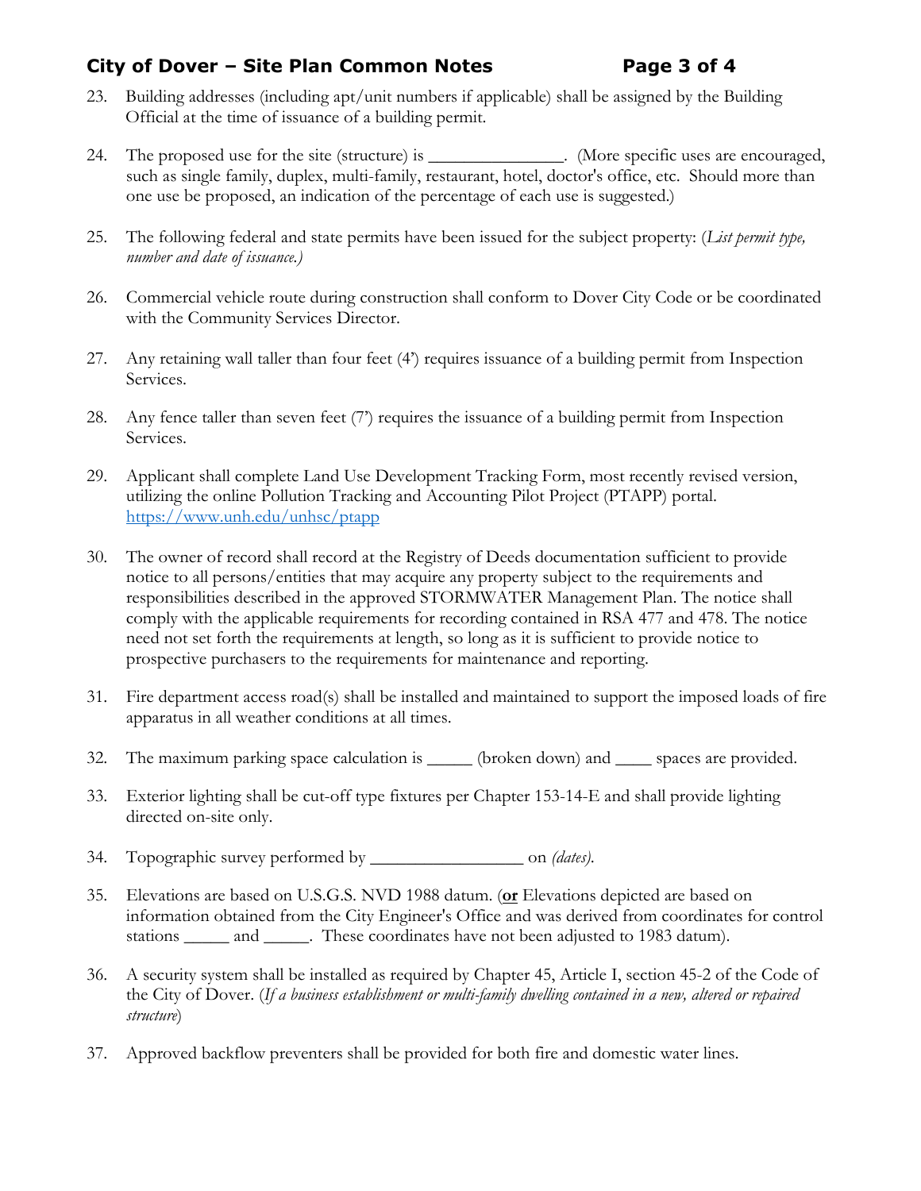23. Building addresses (including apt/unit numbers if applicable) shall be assigned by the Building Official at the time of issuance of a building permit.

24. The proposed use for the site (structure) is _______________. (More specific uses are encouraged, such as single family, duplex, multi-family, restaurant, hotel, doctor's office, etc. Should more than one use be proposed, an indication of the percentage of each use is suggested.)

25. The following federal and state permits have been issued for the subject property: (*List permit type, number and date of issuance.)*

26. Commercial vehicle route during construction shall conform to Dover City Code or be coordinated with the Community Services Director.

27. Any retaining wall taller than four feet (4') requires issuance of a building permit from Inspection Services.

28. Any fence taller than seven feet (7') requires the issuance of a building permit from Inspection Services.

29. Applicant shall complete Land Use Development Tracking Form, most recently revised version, utilizing the online Pollution Tracking and Accounting Pilot Project (PTAPP) portal. https://www.unh.edu/unhsc/ptapp

30. The owner of record shall record at the Registry of Deeds documentation sufficient to provide notice to all persons/entities that may acquire any property subject to the requirements and responsibilities described in the approved STORMWATER Management Plan. The notice shall comply with the applicable requirements for recording contained in RSA 477 and 478. The notice need not set forth the requirements at length, so long as it is sufficient to provide notice to prospective purchasers to the requirements for maintenance and reporting.

31. Fire department access road(s) shall be installed and maintained to support the imposed loads of fire apparatus in all weather conditions at all times.

32. The maximum parking space calculation is _____ (broken down) and ____ spaces are provided.

33. Exterior lighting shall be cut-off type fixtures per Chapter 153-14-E and shall provide lighting directed on-site only.

34. Topographic survey performed by _________________ on *(dates)*.

35. Elevations are based on U.S.G.S. NVD 1988 datum. (**or** Elevations depicted are based on information obtained from the City Engineer's Office and was derived from coordinates for control stations _____ and _____. These coordinates have not been adjusted to 1983 datum).

36. A security system shall be installed as required by Chapter 45, Article I, section 45-2 of the Code of the City of Dover. (*If a business establishment or multi-family dwelling contained in a new, altered or repaired structure*)

37. Approved backflow preventers shall be provided for both fire and domestic water lines.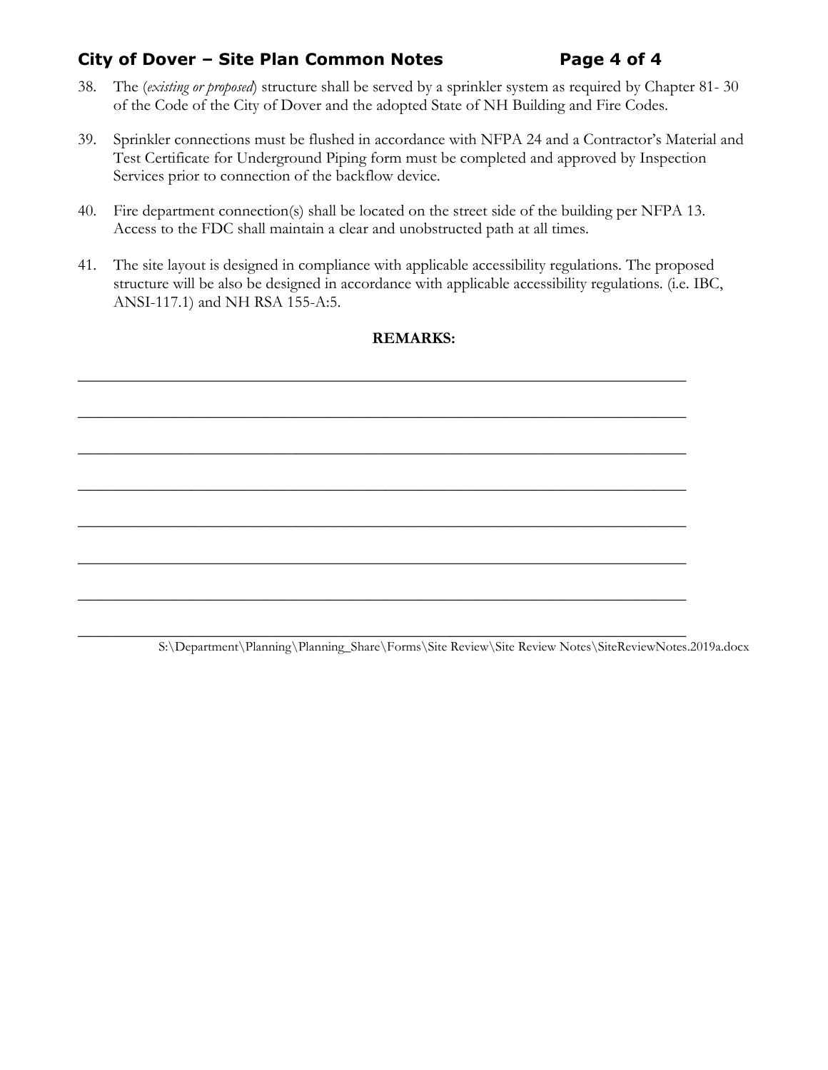38. The (*existing or proposed*) structure shall be served by a sprinkler system as required by Chapter 81- 30 of the Code of the City of Dover and the adopted State of NH Building and Fire Codes.

39. Sprinkler connections must be flushed in accordance with NFPA 24 and a Contractor's Material and Test Certificate for Underground Piping form must be completed and approved by Inspection Services prior to connection of the backflow device.

40. Fire department connection(s) shall be located on the street side of the building per NFPA 13. Access to the FDC shall maintain a clear and unobstructed path at all times.

41. The site layout is designed in compliance with applicable accessibility regulations. The proposed structure will be also be designed in accordance with applicable accessibility regulations. (i.e. IBC, ANSI-117.1) and NH RSA 155-A:5.

**REMARKS:**

\_\_\_\_\_\_\_\_\_\_\_\_\_\_\_\_\_\_\_\_\_\_\_\_\_\_\_\_\_\_\_\_\_\_\_\_\_\_\_\_\_\_\_\_\_\_\_\_\_\_\_\_\_\_\_\_\_\_\_\_\_\_\_\_\_\_\_\_\_\_\_\_

\_\_\_\_\_\_\_\_\_\_\_\_\_\_\_\_\_\_\_\_\_\_\_\_\_\_\_\_\_\_\_\_\_\_\_\_\_\_\_\_\_\_\_\_\_\_\_\_\_\_\_\_\_\_\_\_\_\_\_\_\_\_\_\_\_\_\_\_\_\_\_\_

\_\_\_\_\_\_\_\_\_\_\_\_\_\_\_\_\_\_\_\_\_\_\_\_\_\_\_\_\_\_\_\_\_\_\_\_\_\_\_\_\_\_\_\_\_\_\_\_\_\_\_\_\_\_\_\_\_\_\_\_\_\_\_\_\_\_\_\_\_\_\_\_

\_\_\_\_\_\_\_\_\_\_\_\_\_\_\_\_\_\_\_\_\_\_\_\_\_\_\_\_\_\_\_\_\_\_\_\_\_\_\_\_\_\_\_\_\_\_\_\_\_\_\_\_\_\_\_\_\_\_\_\_\_\_\_\_\_\_\_\_\_\_\_\_

\_\_\_\_\_\_\_\_\_\_\_\_\_\_\_\_\_\_\_\_\_\_\_\_\_\_\_\_\_\_\_\_\_\_\_\_\_\_\_\_\_\_\_\_\_\_\_\_\_\_\_\_\_\_\_\_\_\_\_\_\_\_\_\_\_\_\_\_\_\_\_\_

\_\_\_\_\_\_\_\_\_\_\_\_\_\_\_\_\_\_\_\_\_\_\_\_\_\_\_\_\_\_\_\_\_\_\_\_\_\_\_\_\_\_\_\_\_\_\_\_\_\_\_\_\_\_\_\_\_\_\_\_\_\_\_\_\_\_\_\_\_\_\_\_

\_\_\_\_\_\_\_\_\_\_\_\_\_\_\_\_\_\_\_\_\_\_\_\_\_\_\_\_\_\_\_\_\_\_\_\_\_\_\_\_\_\_\_\_\_\_\_\_\_\_\_\_\_\_\_\_\_\_\_\_\_\_\_\_\_\_\_\_\_\_\_\_

\_\_\_\_\_\_\_\_\_\_\_\_\_\_\_\_\_\_\_\_\_\_\_\_\_\_\_\_\_\_\_\_\_\_\_\_\_\_\_\_\_\_\_\_\_\_\_\_\_\_\_\_\_\_\_\_\_\_\_\_\_\_\_\_\_\_\_\_\_\_\_\_

S:\Department\Planning\Planning_Share\Forms\Site Review\Site Review Notes\SiteReviewNotes.2019a.docx